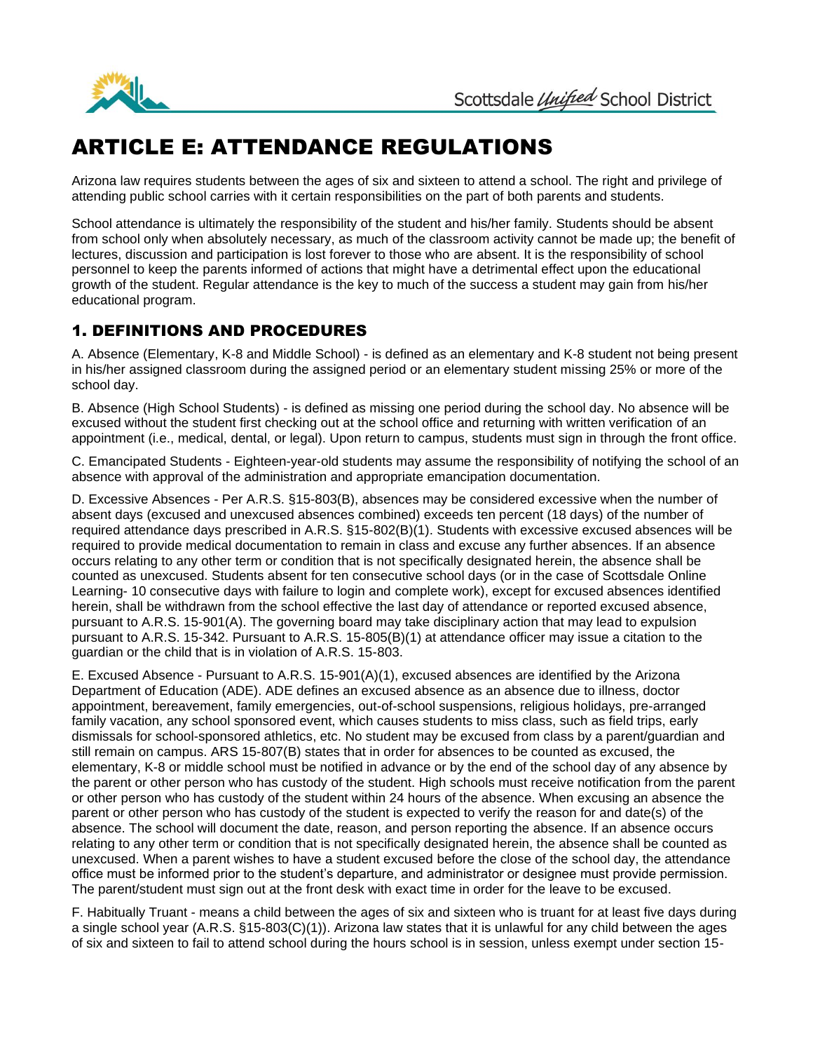# ARTICLE E: ATTENDANCE REGULATIONS

Arizona law requires students between the ages of six and sixteen to attend a school. The right and privilege of attending public school carries with it certain responsibilities on the part of both parents and students.

School attendance is ultimately the responsibility of the student and his/her family. Students should be absent from school only when absolutely necessary, as much of the classroom activity cannot be made up; the benefit of lectures, discussion and participation is lost forever to those who are absent. It is the responsibility of school personnel to keep the parents informed of actions that might have a detrimental effect upon the educational growth of the student. Regular attendance is the key to much of the success a student may gain from his/her educational program.

## 1. DEFINITIONS AND PROCEDURES

A. Absence (Elementary, K-8 and Middle School) - is defined as an elementary and K-8 student not being present in his/her assigned classroom during the assigned period or an elementary student missing 25% or more of the school day.

B. Absence (High School Students) - is defined as missing one period during the school day. No absence will be excused without the student first checking out at the school office and returning with written verification of an appointment (i.e., medical, dental, or legal). Upon return to campus, students must sign in through the front office.

C. Emancipated Students - Eighteen-year-old students may assume the responsibility of notifying the school of an absence with approval of the administration and appropriate emancipation documentation.

D. Excessive Absences - Per A.R.S. §15-803(B), absences may be considered excessive when the number of absent days (excused and unexcused absences combined) exceeds ten percent (18 days) of the number of required attendance days prescribed in A.R.S. §15-802(B)(1). Students with excessive excused absences will be required to provide medical documentation to remain in class and excuse any further absences. If an absence occurs relating to any other term or condition that is not specifically designated herein, the absence shall be counted as unexcused. Students absent for ten consecutive school days (or in the case of Scottsdale Online Learning- 10 consecutive days with failure to login and complete work), except for excused absences identified herein, shall be withdrawn from the school effective the last day of attendance or reported excused absence, pursuant to A.R.S. 15-901(A). The governing board may take disciplinary action that may lead to expulsion pursuant to A.R.S. 15-342. Pursuant to A.R.S. 15-805(B)(1) at attendance officer may issue a citation to the guardian or the child that is in violation of A.R.S. 15-803.

E. Excused Absence - Pursuant to A.R.S. 15-901(A)(1), excused absences are identified by the Arizona Department of Education (ADE). ADE defines an excused absence as an absence due to illness, doctor appointment, bereavement, family emergencies, out-of-school suspensions, religious holidays, pre-arranged family vacation, any school sponsored event, which causes students to miss class, such as field trips, early dismissals for school-sponsored athletics, etc. No student may be excused from class by a parent/guardian and still remain on campus. ARS 15-807(B) states that in order for absences to be counted as excused, the elementary, K-8 or middle school must be notified in advance or by the end of the school day of any absence by the parent or other person who has custody of the student. High schools must receive notification from the parent or other person who has custody of the student within 24 hours of the absence. When excusing an absence the parent or other person who has custody of the student is expected to verify the reason for and date(s) of the absence. The school will document the date, reason, and person reporting the absence. If an absence occurs relating to any other term or condition that is not specifically designated herein, the absence shall be counted as unexcused. When a parent wishes to have a student excused before the close of the school day, the attendance office must be informed prior to the student's departure, and administrator or designee must provide permission. The parent/student must sign out at the front desk with exact time in order for the leave to be excused.

F. Habitually Truant - means a child between the ages of six and sixteen who is truant for at least five days during a single school year (A.R.S. §15-803(C)(1)). Arizona law states that it is unlawful for any child between the ages of six and sixteen to fail to attend school during the hours school is in session, unless exempt under section 15-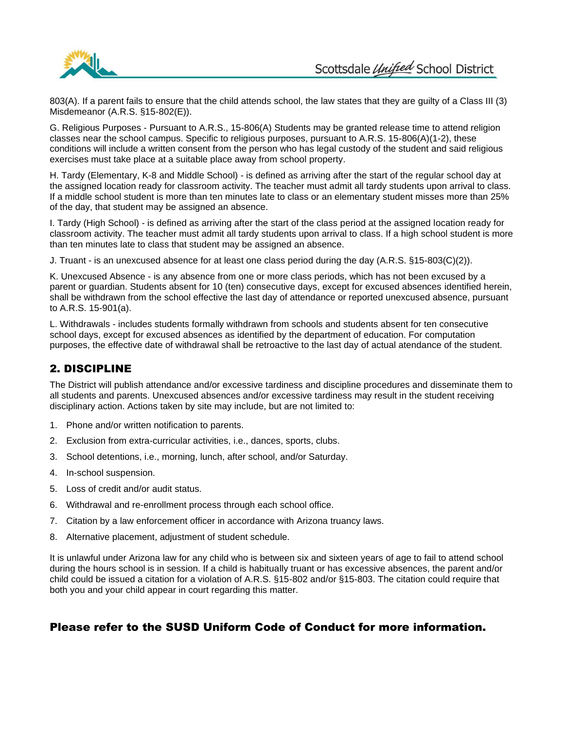803(A). If a parent fails to ensure that the child attends school, the law states that they are guilty of a Class III (3) Misdemeanor (A.R.S. §15-802(E)).

G. Religious Purposes - Pursuant to A.R.S., 15-806(A) Students may be granted release time to attend religion classes near the school campus. Specific to religious purposes, pursuant to A.R.S. 15-806(A)(1-2), these conditions will include a written consent from the person who has legal custody of the student and said religious exercises must take place at a suitable place away from school property.

H. Tardy (Elementary, K-8 and Middle School) - is defined as arriving after the start of the regular school day at the assigned location ready for classroom activity. The teacher must admit all tardy students upon arrival to class. If a middle school student is more than ten minutes late to class or an elementary student misses more than 25% of the day, that student may be assigned an absence.

I. Tardy (High School) - is defined as arriving after the start of the class period at the assigned location ready for classroom activity. The teacher must admit all tardy students upon arrival to class. If a high school student is more than ten minutes late to class that student may be assigned an absence.

J. Truant - is an unexcused absence for at least one class period during the day (A.R.S. §15-803(C)(2)).

K. Unexcused Absence - is any absence from one or more class periods, which has not been excused by a parent or guardian. Students absent for 10 (ten) consecutive days, except for excused absences identified herein, shall be withdrawn from the school effective the last day of attendance or reported unexcused absence, pursuant to A.R.S. 15-901(a).

L. Withdrawals - includes students formally withdrawn from schools and students absent for ten consecutive school days, except for excused absences as identified by the department of education. For computation purposes, the effective date of withdrawal shall be retroactive to the last day of actual atendance of the student.

## 2. DISCIPLINE

The District will publish attendance and/or excessive tardiness and discipline procedures and disseminate them to all students and parents. Unexcused absences and/or excessive tardiness may result in the student receiving disciplinary action. Actions taken by site may include, but are not limited to:

1. Phone and/or written notification to parents.
2. Exclusion from extra-curricular activities, i.e., dances, sports, clubs.
3. School detentions, i.e., morning, lunch, after school, and/or Saturday.
4. In-school suspension.
5. Loss of credit and/or audit status.
6. Withdrawal and re-enrollment process through each school office.
7. Citation by a law enforcement officer in accordance with Arizona truancy laws.
8. Alternative placement, adjustment of student schedule.

It is unlawful under Arizona law for any child who is between six and sixteen years of age to fail to attend school during the hours school is in session. If a child is habitually truant or has excessive absences, the parent and/or child could be issued a citation for a violation of A.R.S. §15-802 and/or §15-803. The citation could require that both you and your child appear in court regarding this matter.

### Please refer to the SUSD Uniform Code of Conduct for more information.